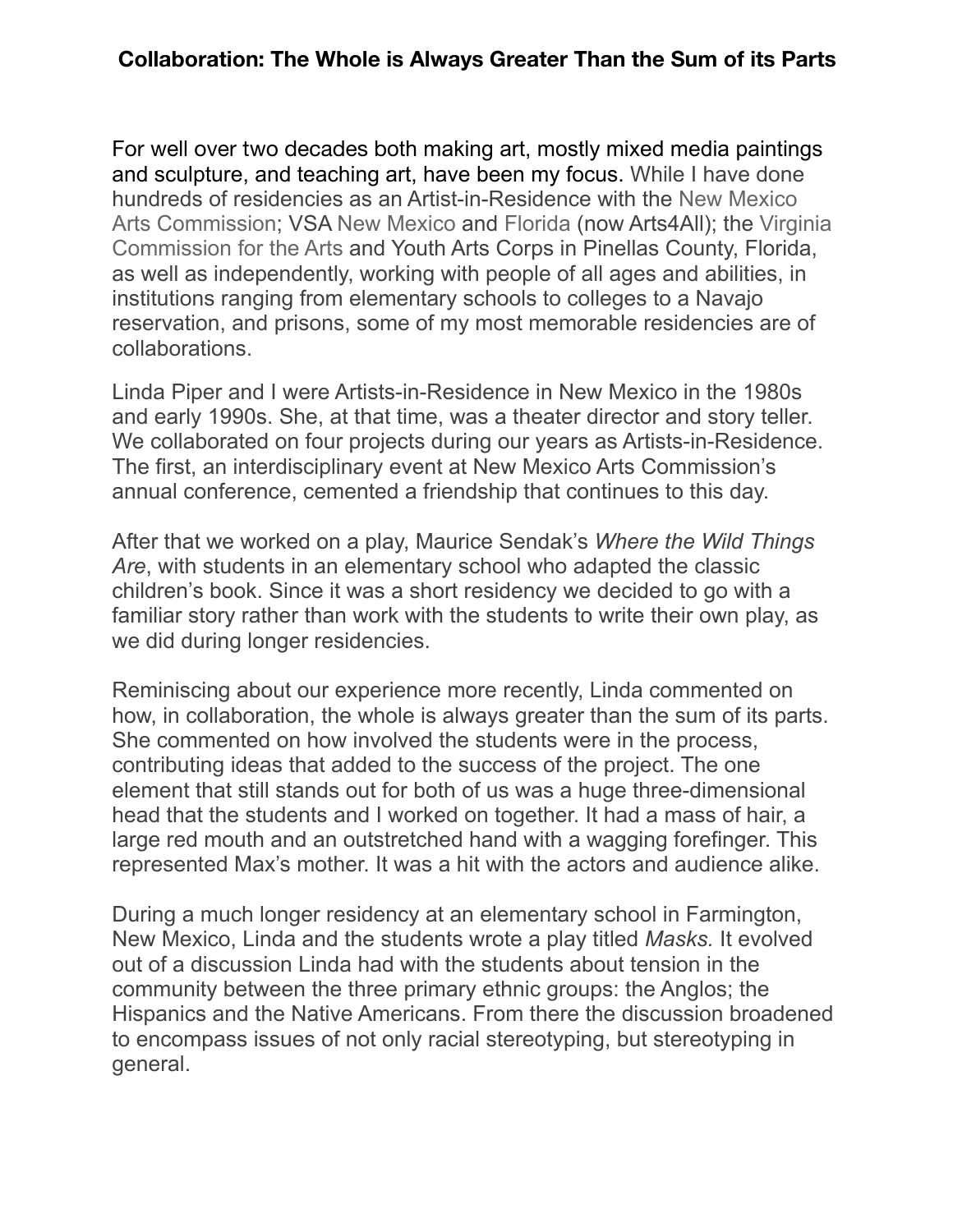# Collaboration: The Whole is Always Greater Than the Sum of its Parts

For well over two decades both making art, mostly mixed media paintings and sculpture, and teaching art, have been my focus. While I have done hundreds of residencies as an Artist-in-Residence with the New Mexico Arts Commission; VSA New Mexico and Florida (now Arts4All); the Virginia Commission for the Arts and Youth Arts Corps in Pinellas County, Florida, as well as independently, working with people of all ages and abilities, in institutions ranging from elementary schools to colleges to a Navajo reservation, and prisons, some of my most memorable residencies are of collaborations.

Linda Piper and I were Artists-in-Residence in New Mexico in the 1980s and early 1990s. She, at that time, was a theater director and story teller. We collaborated on four projects during our years as Artists-in-Residence. The first, an interdisciplinary event at New Mexico Arts Commission's annual conference, cemented a friendship that continues to this day.

After that we worked on a play, Maurice Sendak's *Where the Wild Things Are*, with students in an elementary school who adapted the classic children's book. Since it was a short residency we decided to go with a familiar story rather than work with the students to write their own play, as we did during longer residencies.

Reminiscing about our experience more recently, Linda commented on how, in collaboration, the whole is always greater than the sum of its parts. She commented on how involved the students were in the process, contributing ideas that added to the success of the project. The one element that still stands out for both of us was a huge three-dimensional head that the students and I worked on together. It had a mass of hair, a large red mouth and an outstretched hand with a wagging forefinger. This represented Max's mother. It was a hit with the actors and audience alike.

During a much longer residency at an elementary school in Farmington, New Mexico, Linda and the students wrote a play titled *Masks.* It evolved out of a discussion Linda had with the students about tension in the community between the three primary ethnic groups: the Anglos; the Hispanics and the Native Americans. From there the discussion broadened to encompass issues of not only racial stereotyping, but stereotyping in general.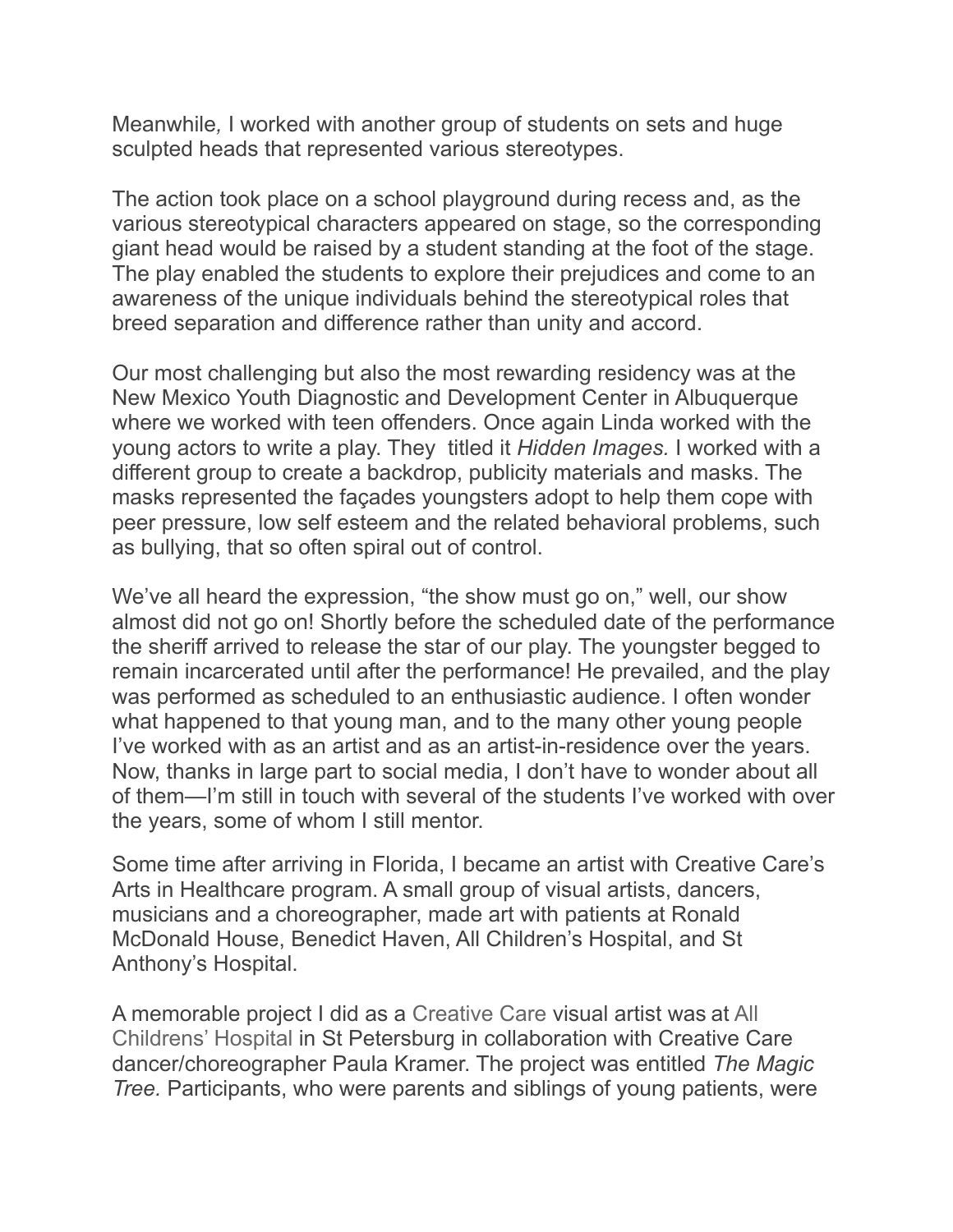Meanwhile, I worked with another group of students on sets and huge sculpted heads that represented various stereotypes.

The action took place on a school playground during recess and, as the various stereotypical characters appeared on stage, so the corresponding giant head would be raised by a student standing at the foot of the stage. The play enabled the students to explore their prejudices and come to an awareness of the unique individuals behind the stereotypical roles that breed separation and difference rather than unity and accord.

Our most challenging but also the most rewarding residency was at the New Mexico Youth Diagnostic and Development Center in Albuquerque where we worked with teen offenders. Once again Linda worked with the young actors to write a play. They titled it *Hidden Images.* I worked with a different group to create a backdrop, publicity materials and masks. The masks represented the façades youngsters adopt to help them cope with peer pressure, low self esteem and the related behavioral problems, such as bullying, that so often spiral out of control.

We've all heard the expression, "the show must go on," well, our show almost did not go on! Shortly before the scheduled date of the performance the sheriff arrived to release the star of our play. The youngster begged to remain incarcerated until after the performance! He prevailed, and the play was performed as scheduled to an enthusiastic audience. I often wonder what happened to that young man, and to the many other young people I've worked with as an artist and as an artist-in-residence over the years. Now, thanks in large part to social media, I don't have to wonder about all of them—I'm still in touch with several of the students I've worked with over the years, some of whom I still mentor.

Some time after arriving in Florida, I became an artist with Creative Care's Arts in Healthcare program. A small group of visual artists, dancers, musicians and a choreographer, made art with patients at Ronald McDonald House, Benedict Haven, All Children's Hospital, and St Anthony's Hospital.

A memorable project I did as a Creative Care visual artist was at All Childrens' Hospital in St Petersburg in collaboration with Creative Care dancer/choreographer Paula Kramer. The project was entitled *The Magic Tree.* Participants, who were parents and siblings of young patients, were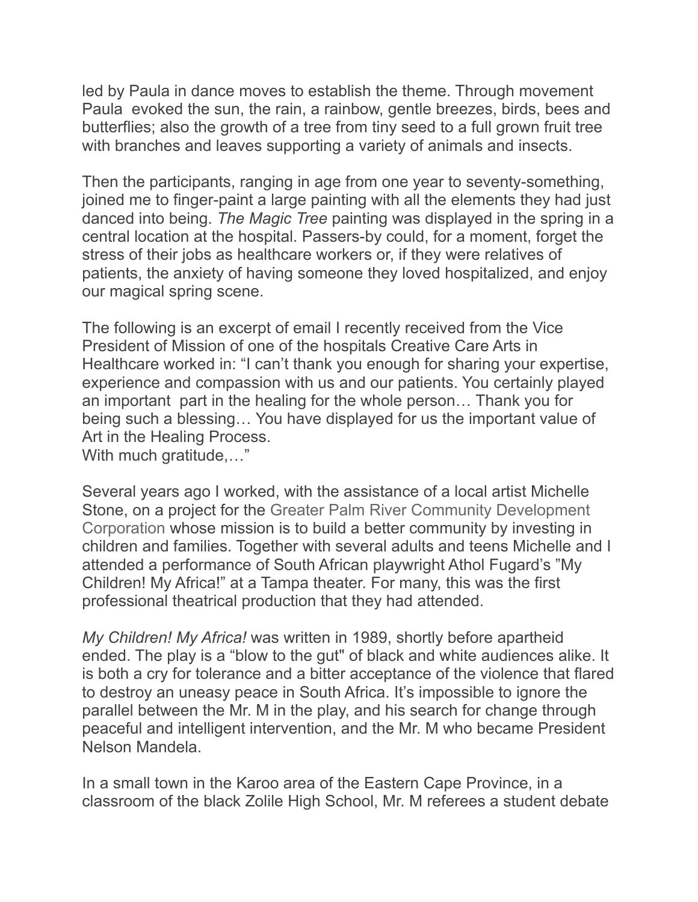led by Paula in dance moves to establish the theme. Through movement Paula evoked the sun, the rain, a rainbow, gentle breezes, birds, bees and butterflies; also the growth of a tree from tiny seed to a full grown fruit tree with branches and leaves supporting a variety of animals and insects.

Then the participants, ranging in age from one year to seventy-something, joined me to finger-paint a large painting with all the elements they had just danced into being. *The Magic Tree* painting was displayed in the spring in a central location at the hospital. Passers-by could, for a moment, forget the stress of their jobs as healthcare workers or, if they were relatives of patients, the anxiety of having someone they loved hospitalized, and enjoy our magical spring scene.

The following is an excerpt of email I recently received from the Vice President of Mission of one of the hospitals Creative Care Arts in Healthcare worked in: "I can't thank you enough for sharing your expertise, experience and compassion with us and our patients. You certainly played an important part in the healing for the whole person… Thank you for being such a blessing… You have displayed for us the important value of Art in the Healing Process.
With much gratitude,…"

Several years ago I worked, with the assistance of a local artist Michelle Stone, on a project for the Greater Palm River Community Development Corporation whose mission is to build a better community by investing in children and families. Together with several adults and teens Michelle and I attended a performance of South African playwright Athol Fugard's "My Children! My Africa!" at a Tampa theater. For many, this was the first professional theatrical production that they had attended.

*My Children! My Africa!* was written in 1989, shortly before apartheid ended. The play is a "blow to the gut" of black and white audiences alike. It is both a cry for tolerance and a bitter acceptance of the violence that flared to destroy an uneasy peace in South Africa. It's impossible to ignore the parallel between the Mr. M in the play, and his search for change through peaceful and intelligent intervention, and the Mr. M who became President Nelson Mandela.

In a small town in the Karoo area of the Eastern Cape Province, in a classroom of the black Zolile High School, Mr. M referees a student debate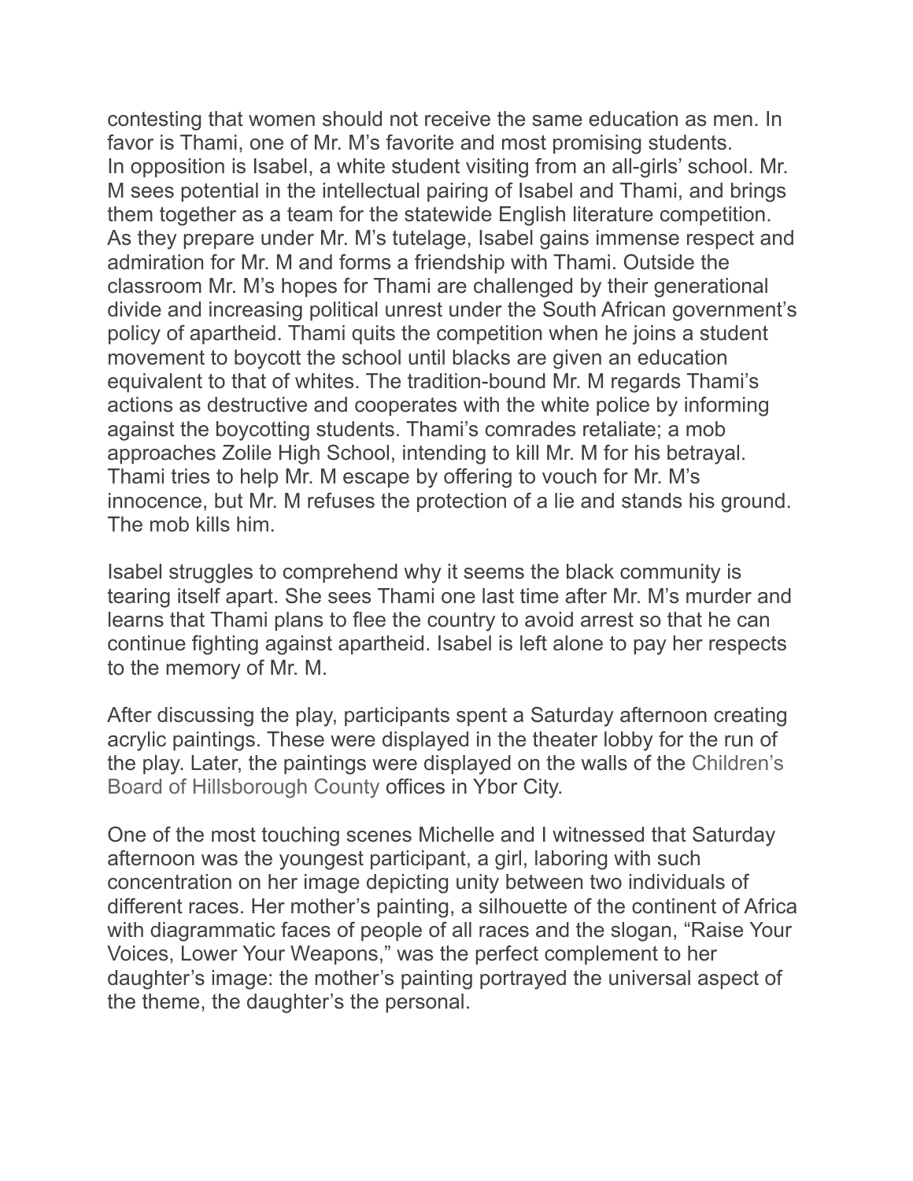contesting that women should not receive the same education as men. In favor is Thami, one of Mr. M's favorite and most promising students. In opposition is Isabel, a white student visiting from an all-girls' school. Mr. M sees potential in the intellectual pairing of Isabel and Thami, and brings them together as a team for the statewide English literature competition. As they prepare under Mr. M's tutelage, Isabel gains immense respect and admiration for Mr. M and forms a friendship with Thami. Outside the classroom Mr. M's hopes for Thami are challenged by their generational divide and increasing political unrest under the South African government's policy of apartheid. Thami quits the competition when he joins a student movement to boycott the school until blacks are given an education equivalent to that of whites. The tradition-bound Mr. M regards Thami's actions as destructive and cooperates with the white police by informing against the boycotting students. Thami's comrades retaliate; a mob approaches Zolile High School, intending to kill Mr. M for his betrayal. Thami tries to help Mr. M escape by offering to vouch for Mr. M's innocence, but Mr. M refuses the protection of a lie and stands his ground. The mob kills him.

Isabel struggles to comprehend why it seems the black community is tearing itself apart. She sees Thami one last time after Mr. M's murder and learns that Thami plans to flee the country to avoid arrest so that he can continue fighting against apartheid. Isabel is left alone to pay her respects to the memory of Mr. M.

After discussing the play, participants spent a Saturday afternoon creating acrylic paintings. These were displayed in the theater lobby for the run of the play. Later, the paintings were displayed on the walls of the Children's Board of Hillsborough County offices in Ybor City.

One of the most touching scenes Michelle and I witnessed that Saturday afternoon was the youngest participant, a girl, laboring with such concentration on her image depicting unity between two individuals of different races. Her mother's painting, a silhouette of the continent of Africa with diagrammatic faces of people of all races and the slogan, "Raise Your Voices, Lower Your Weapons," was the perfect complement to her daughter's image: the mother's painting portrayed the universal aspect of the theme, the daughter's the personal.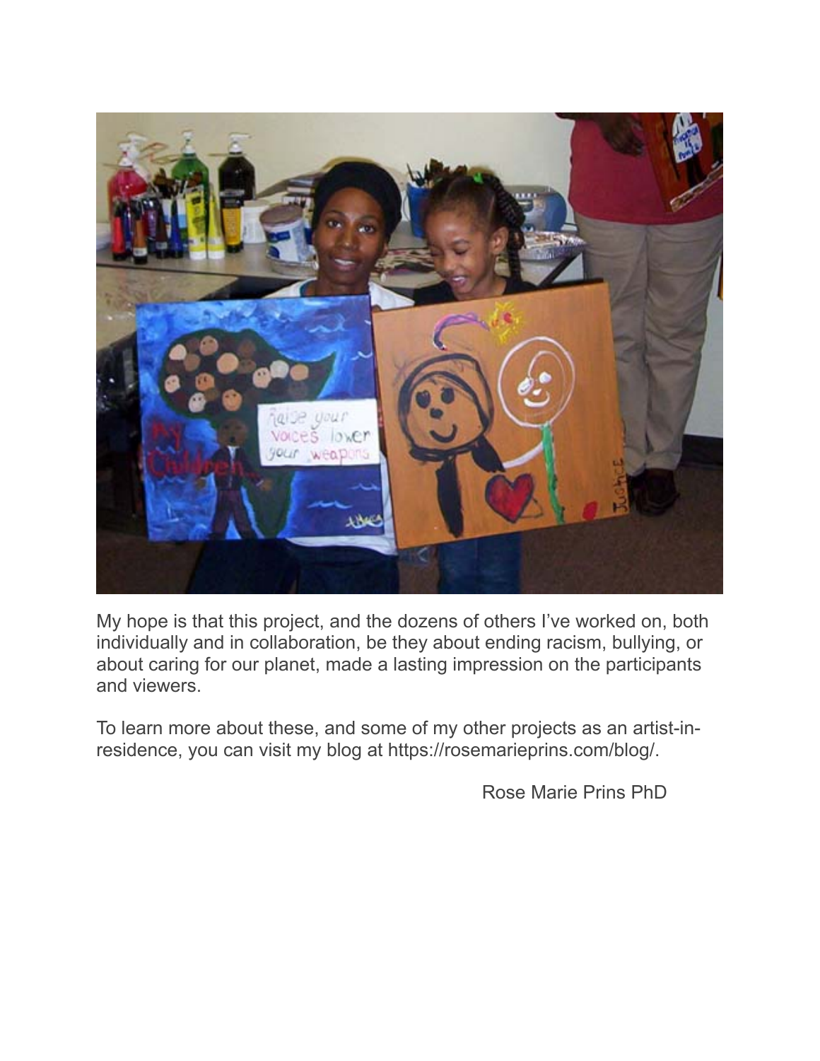My hope is that this project, and the dozens of others I've worked on, both individually and in collaboration, be they about ending racism, bullying, or about caring for our planet, made a lasting impression on the participants and viewers.

To learn more about these, and some of my other projects as an artist-in-residence, you can visit my blog at https://rosemarieprins.com/blog/.

Rose Marie Prins PhD